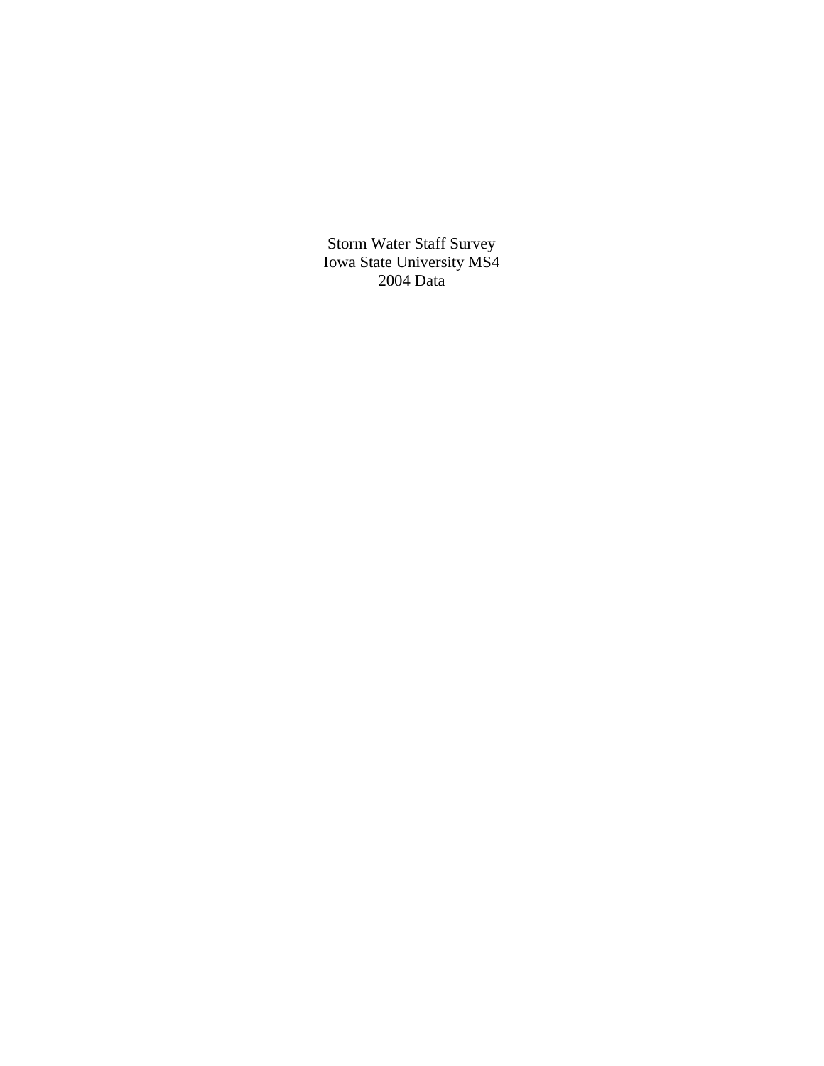# Storm Water Staff Survey
# Iowa State University MS4
# 2004 Data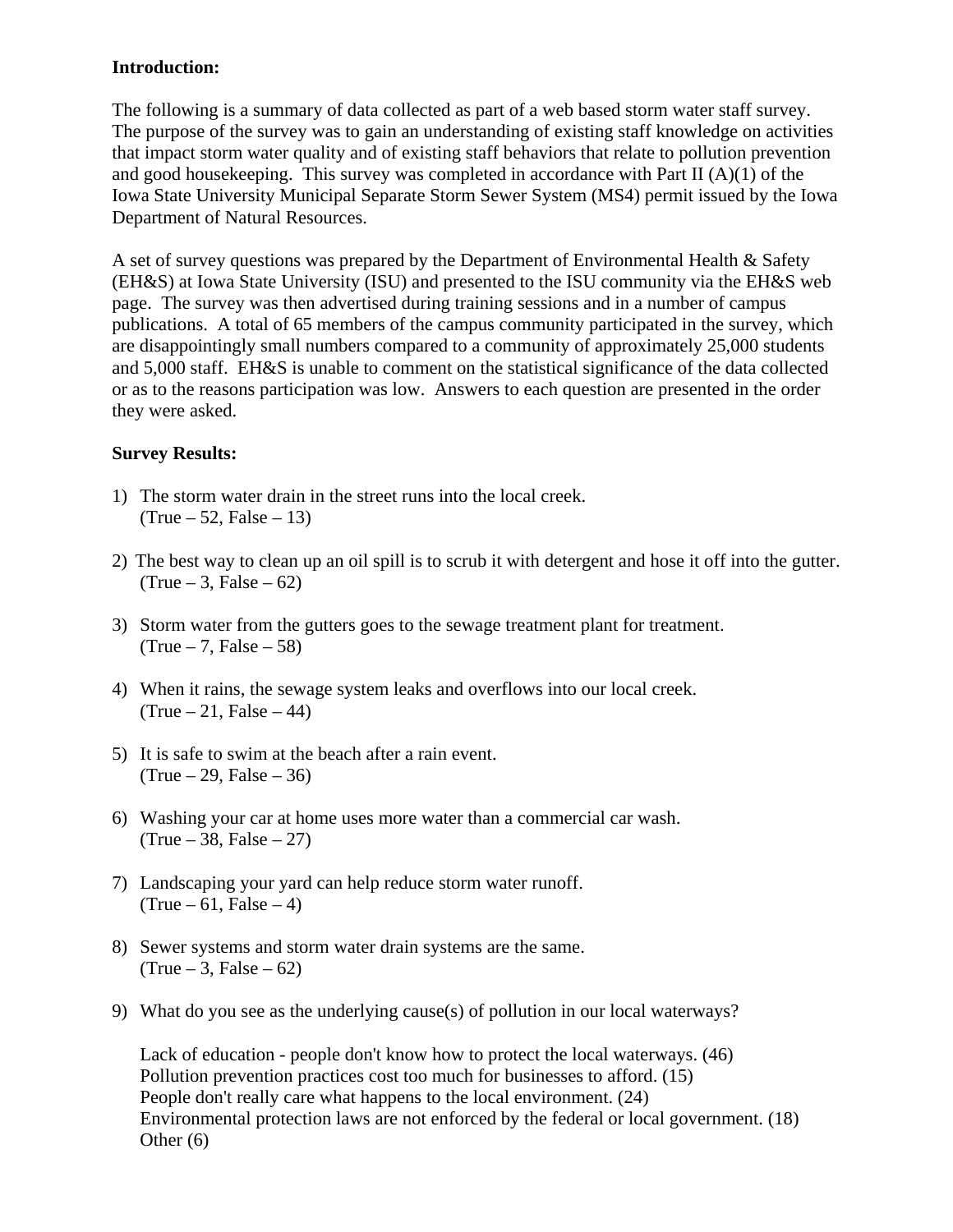**Introduction:**

The following is a summary of data collected as part of a web based storm water staff survey. The purpose of the survey was to gain an understanding of existing staff knowledge on activities that impact storm water quality and of existing staff behaviors that relate to pollution prevention and good housekeeping. This survey was completed in accordance with Part II (A)(1) of the Iowa State University Municipal Separate Storm Sewer System (MS4) permit issued by the Iowa Department of Natural Resources.

A set of survey questions was prepared by the Department of Environmental Health & Safety (EH&S) at Iowa State University (ISU) and presented to the ISU community via the EH&S web page. The survey was then advertised during training sessions and in a number of campus publications. A total of 65 members of the campus community participated in the survey, which are disappointingly small numbers compared to a community of approximately 25,000 students and 5,000 staff. EH&S is unable to comment on the statistical significance of the data collected or as to the reasons participation was low. Answers to each question are presented in the order they were asked.

**Survey Results:**

1) The storm water drain in the street runs into the local creek.
   (True – 52, False – 13)

2) The best way to clean up an oil spill is to scrub it with detergent and hose it off into the gutter.
   (True – 3, False – 62)

3) Storm water from the gutters goes to the sewage treatment plant for treatment.
   (True – 7, False – 58)

4) When it rains, the sewage system leaks and overflows into our local creek.
   (True – 21, False – 44)

5) It is safe to swim at the beach after a rain event.
   (True – 29, False – 36)

6) Washing your car at home uses more water than a commercial car wash.
   (True – 38, False – 27)

7) Landscaping your yard can help reduce storm water runoff.
   (True – 61, False – 4)

8) Sewer systems and storm water drain systems are the same.
   (True – 3, False – 62)

9) What do you see as the underlying cause(s) of pollution in our local waterways?

   Lack of education - people don't know how to protect the local waterways. (46)
   Pollution prevention practices cost too much for businesses to afford. (15)
   People don't really care what happens to the local environment. (24)
   Environmental protection laws are not enforced by the federal or local government. (18)
   Other (6)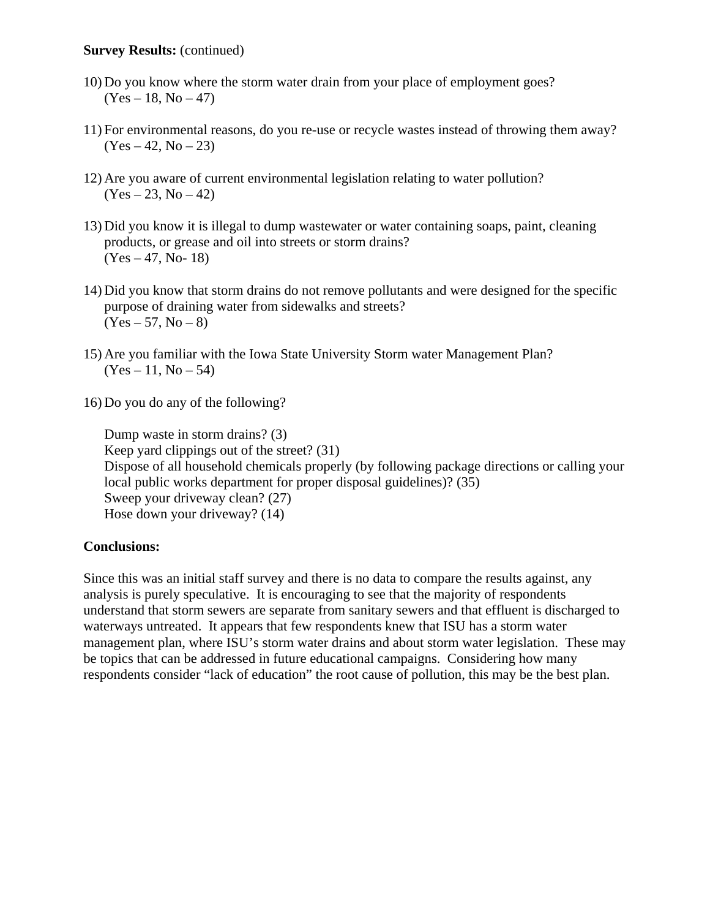**Survey Results:** (continued)

10) Do you know where the storm water drain from your place of employment goes?
    (Yes – 18, No – 47)

11) For environmental reasons, do you re-use or recycle wastes instead of throwing them away?
    (Yes – 42, No – 23)

12) Are you aware of current environmental legislation relating to water pollution?
    (Yes – 23, No – 42)

13) Did you know it is illegal to dump wastewater or water containing soaps, paint, cleaning products, or grease and oil into streets or storm drains?
    (Yes – 47, No- 18)

14) Did you know that storm drains do not remove pollutants and were designed for the specific purpose of draining water from sidewalks and streets?
    (Yes – 57, No – 8)

15) Are you familiar with the Iowa State University Storm water Management Plan?
    (Yes – 11, No – 54)

16) Do you do any of the following?

    Dump waste in storm drains? (3)
    Keep yard clippings out of the street? (31)
    Dispose of all household chemicals properly (by following package directions or calling your local public works department for proper disposal guidelines)? (35)
    Sweep your driveway clean? (27)
    Hose down your driveway? (14)

**Conclusions:**

Since this was an initial staff survey and there is no data to compare the results against, any analysis is purely speculative. It is encouraging to see that the majority of respondents understand that storm sewers are separate from sanitary sewers and that effluent is discharged to waterways untreated. It appears that few respondents knew that ISU has a storm water management plan, where ISU's storm water drains and about storm water legislation. These may be topics that can be addressed in future educational campaigns. Considering how many respondents consider "lack of education" the root cause of pollution, this may be the best plan.